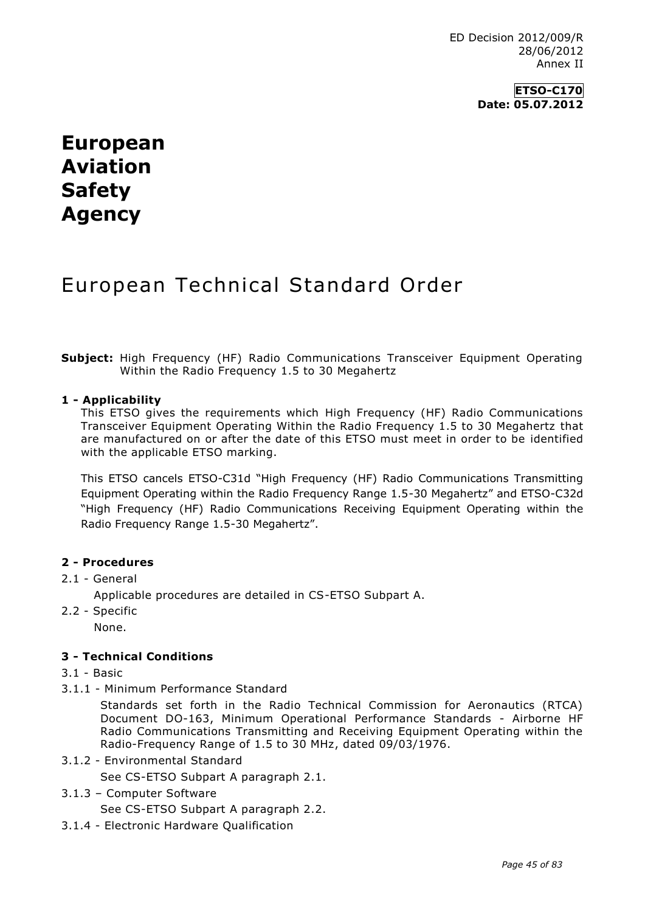ED Decision 2012/009/R
28/06/2012
Annex II

**ETSO-C170**
**Date: 05.07.2012**

# European Aviation Safety Agency

# European Technical Standard Order

**Subject:** High Frequency (HF) Radio Communications Transceiver Equipment Operating Within the Radio Frequency 1.5 to 30 Megahertz

## 1 - Applicability

This ETSO gives the requirements which High Frequency (HF) Radio Communications Transceiver Equipment Operating Within the Radio Frequency 1.5 to 30 Megahertz that are manufactured on or after the date of this ETSO must meet in order to be identified with the applicable ETSO marking.

This ETSO cancels ETSO-C31d "High Frequency (HF) Radio Communications Transmitting Equipment Operating within the Radio Frequency Range 1.5-30 Megahertz" and ETSO-C32d "High Frequency (HF) Radio Communications Receiving Equipment Operating within the Radio Frequency Range 1.5-30 Megahertz".

## 2 - Procedures

2.1 - General

Applicable procedures are detailed in CS-ETSO Subpart A.

2.2 - Specific

None.

## 3 - Technical Conditions

3.1 - Basic

3.1.1 - Minimum Performance Standard

Standards set forth in the Radio Technical Commission for Aeronautics (RTCA) Document DO-163, Minimum Operational Performance Standards - Airborne HF Radio Communications Transmitting and Receiving Equipment Operating within the Radio-Frequency Range of 1.5 to 30 MHz, dated 09/03/1976.

3.1.2 - Environmental Standard

See CS-ETSO Subpart A paragraph 2.1.

3.1.3 – Computer Software

See CS-ETSO Subpart A paragraph 2.2.

3.1.4 - Electronic Hardware Qualification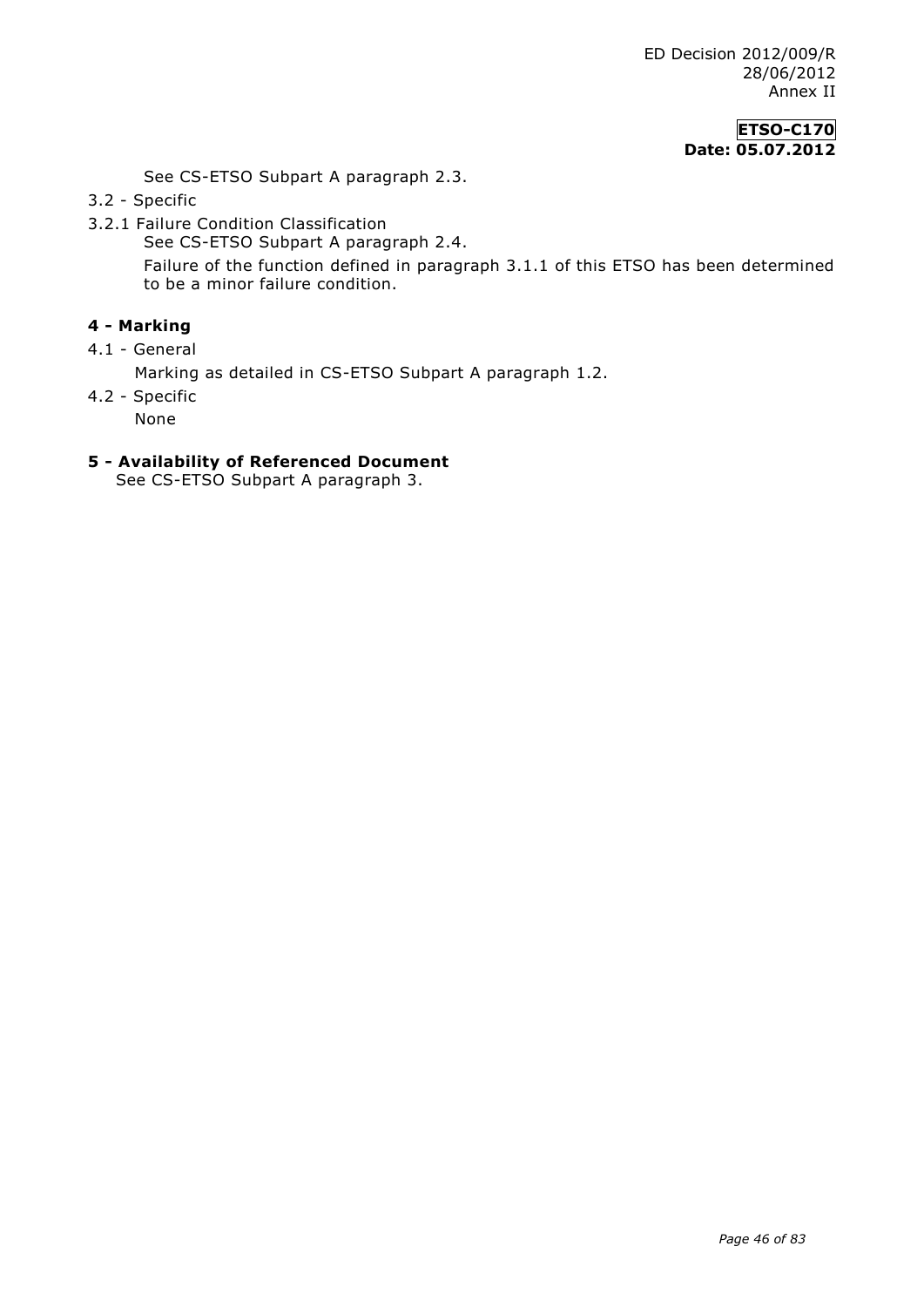See CS-ETSO Subpart A paragraph 2.3.

3.2 - Specific

3.2.1 Failure Condition Classification

See CS-ETSO Subpart A paragraph 2.4.

Failure of the function defined in paragraph 3.1.1 of this ETSO has been determined to be a minor failure condition.

## 4 - Marking

4.1 - General

Marking as detailed in CS-ETSO Subpart A paragraph 1.2.

4.2 - Specific

None

## 5 - Availability of Referenced Document

See CS-ETSO Subpart A paragraph 3.